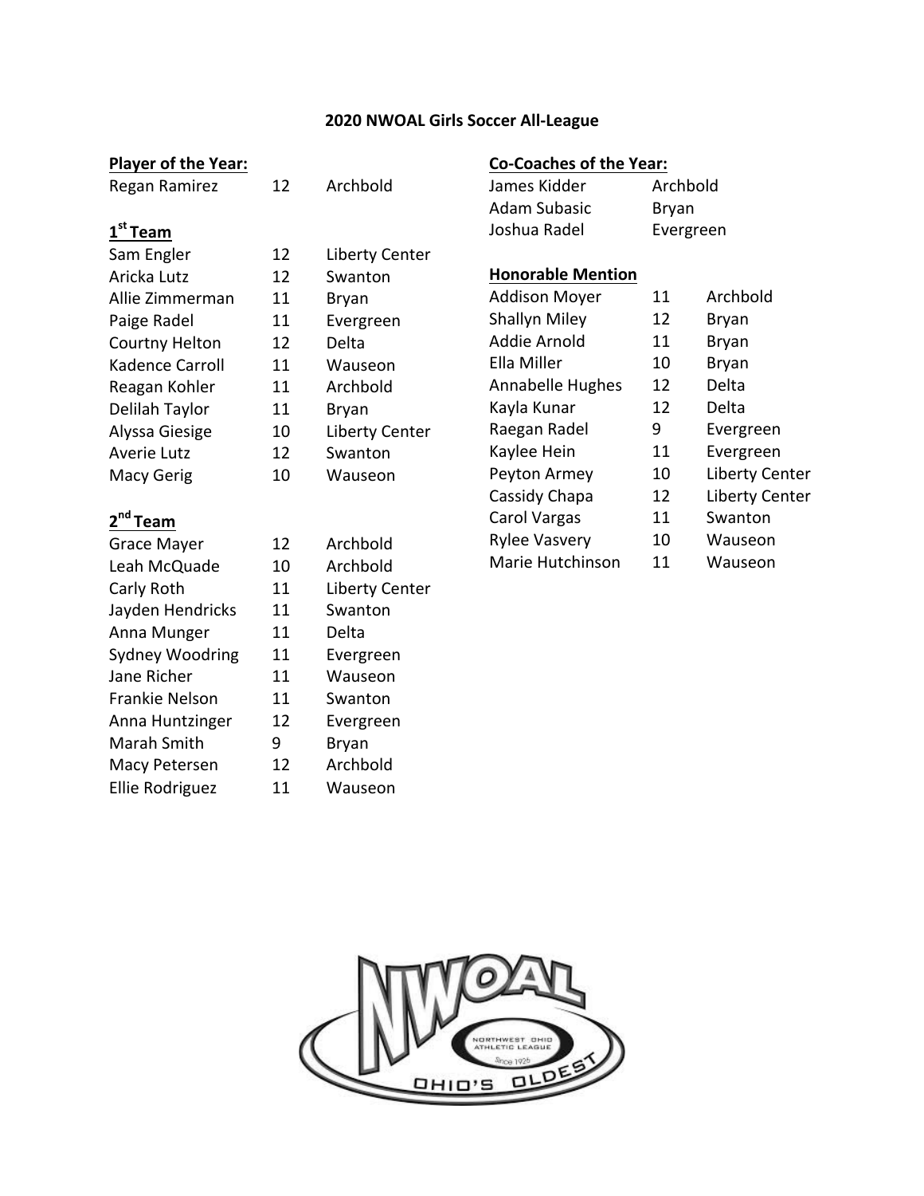# 2020 NWOAL Girls Soccer All-League

## Player of the Year:

| Name | Grade | School |
|---|---|---|
| Regan Ramirez | 12 | Archbold |

## 1st Team

| Name | Grade | School |
|---|---|---|
| Sam Engler | 12 | Liberty Center |
| Aricka Lutz | 12 | Swanton |
| Allie Zimmerman | 11 | Bryan |
| Paige Radel | 11 | Evergreen |
| Courtny Helton | 12 | Delta |
| Kadence Carroll | 11 | Wauseon |
| Reagan Kohler | 11 | Archbold |
| Delilah Taylor | 11 | Bryan |
| Alyssa Giesige | 10 | Liberty Center |
| Averie Lutz | 12 | Swanton |
| Macy Gerig | 10 | Wauseon |

## 2nd Team

| Name | Grade | School |
|---|---|---|
| Grace Mayer | 12 | Archbold |
| Leah McQuade | 10 | Archbold |
| Carly Roth | 11 | Liberty Center |
| Jayden Hendricks | 11 | Swanton |
| Anna Munger | 11 | Delta |
| Sydney Woodring | 11 | Evergreen |
| Jane Richer | 11 | Wauseon |
| Frankie Nelson | 11 | Swanton |
| Anna Huntzinger | 12 | Evergreen |
| Marah Smith | 9 | Bryan |
| Macy Petersen | 12 | Archbold |
| Ellie Rodriguez | 11 | Wauseon |

## Co-Coaches of the Year:

| Name | School |
|---|---|
| James Kidder | Archbold |
| Adam Subasic | Bryan |
| Joshua Radel | Evergreen |

## Honorable Mention

| Name | Grade | School |
|---|---|---|
| Addison Moyer | 11 | Archbold |
| Shallyn Miley | 12 | Bryan |
| Addie Arnold | 11 | Bryan |
| Ella Miller | 10 | Bryan |
| Annabelle Hughes | 12 | Delta |
| Kayla Kunar | 12 | Delta |
| Raegan Radel | 9 | Evergreen |
| Kaylee Hein | 11 | Evergreen |
| Peyton Armey | 10 | Liberty Center |
| Cassidy Chapa | 12 | Liberty Center |
| Carol Vargas | 11 | Swanton |
| Rylee Vasvery | 10 | Wauseon |
| Marie Hutchinson | 11 | Wauseon |

NWOAL
NORTHWEST OHIO ATHLETIC LEAGUE
Since 1926
OHIO'S OLDEST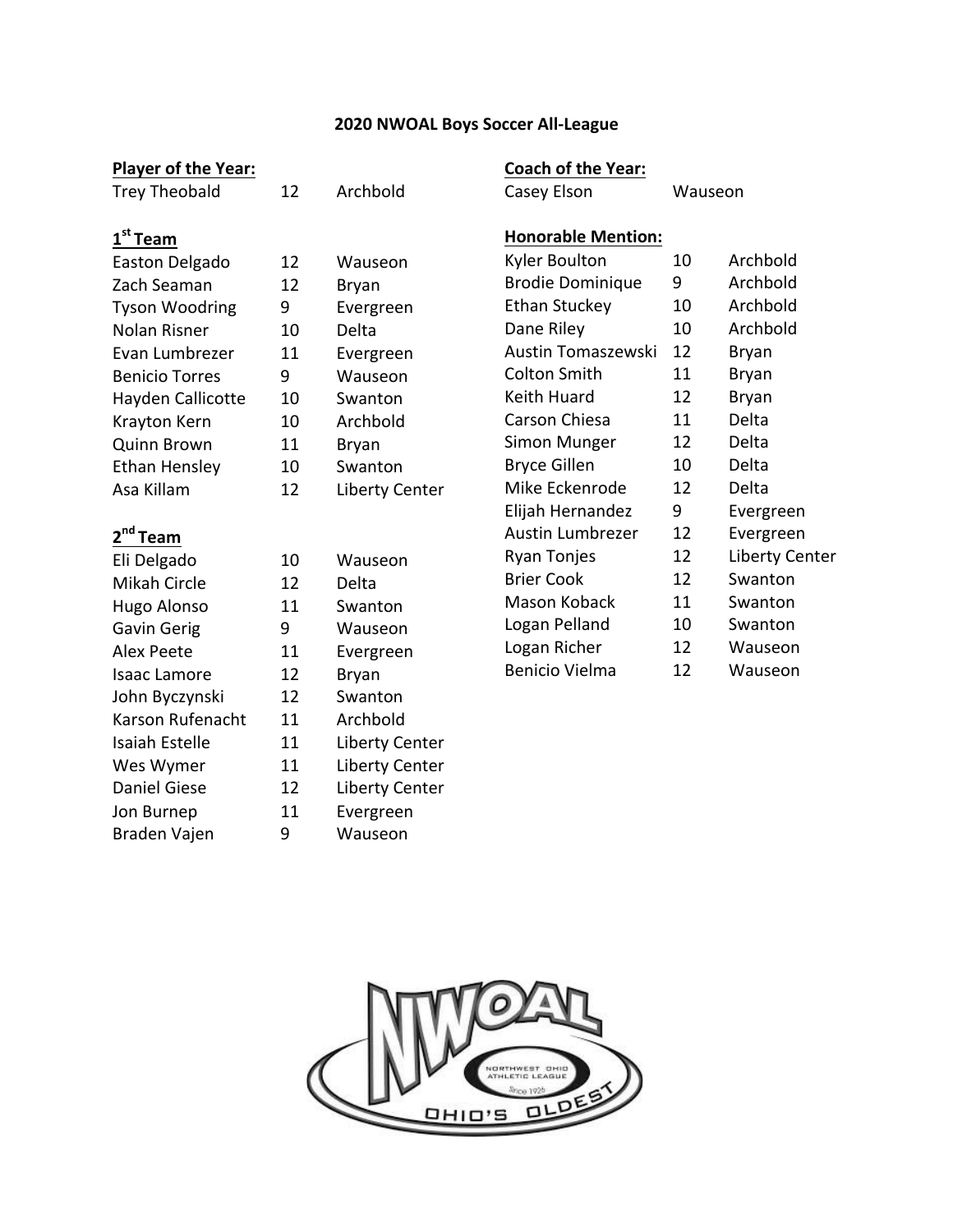# 2020 NWOAL Boys Soccer All-League

**Player of the Year:**

| | | |
|---|---|---|
| Trey Theobald | 12 | Archbold |

**1st Team**

| | | |
|---|---|---|
| Easton Delgado | 12 | Wauseon |
| Zach Seaman | 12 | Bryan |
| Tyson Woodring | 9 | Evergreen |
| Nolan Risner | 10 | Delta |
| Evan Lumbrezer | 11 | Evergreen |
| Benicio Torres | 9 | Wauseon |
| Hayden Callicotte | 10 | Swanton |
| Krayton Kern | 10 | Archbold |
| Quinn Brown | 11 | Bryan |
| Ethan Hensley | 10 | Swanton |
| Asa Killam | 12 | Liberty Center |

**2nd Team**

| | | |
|---|---|---|
| Eli Delgado | 10 | Wauseon |
| Mikah Circle | 12 | Delta |
| Hugo Alonso | 11 | Swanton |
| Gavin Gerig | 9 | Wauseon |
| Alex Peete | 11 | Evergreen |
| Isaac Lamore | 12 | Bryan |
| John Byczynski | 12 | Swanton |
| Karson Rufenacht | 11 | Archbold |
| Isaiah Estelle | 11 | Liberty Center |
| Wes Wymer | 11 | Liberty Center |
| Daniel Giese | 12 | Liberty Center |
| Jon Burnep | 11 | Evergreen |
| Braden Vajen | 9 | Wauseon |

**Coach of the Year:**

| | |
|---|---|
| Casey Elson | Wauseon |

**Honorable Mention:**

| | | |
|---|---|---|
| Kyler Boulton | 10 | Archbold |
| Brodie Dominique | 9 | Archbold |
| Ethan Stuckey | 10 | Archbold |
| Dane Riley | 10 | Archbold |
| Austin Tomaszewski | 12 | Bryan |
| Colton Smith | 11 | Bryan |
| Keith Huard | 12 | Bryan |
| Carson Chiesa | 11 | Delta |
| Simon Munger | 12 | Delta |
| Bryce Gillen | 10 | Delta |
| Mike Eckenrode | 12 | Delta |
| Elijah Hernandez | 9 | Evergreen |
| Austin Lumbrezer | 12 | Evergreen |
| Ryan Tonjes | 12 | Liberty Center |
| Brier Cook | 12 | Swanton |
| Mason Koback | 11 | Swanton |
| Logan Pelland | 10 | Swanton |
| Logan Richer | 12 | Wauseon |
| Benicio Vielma | 12 | Wauseon |

NWOAL
NORTHWEST OHIO ATHLETIC LEAGUE
Since 1926
OHIO'S OLDEST